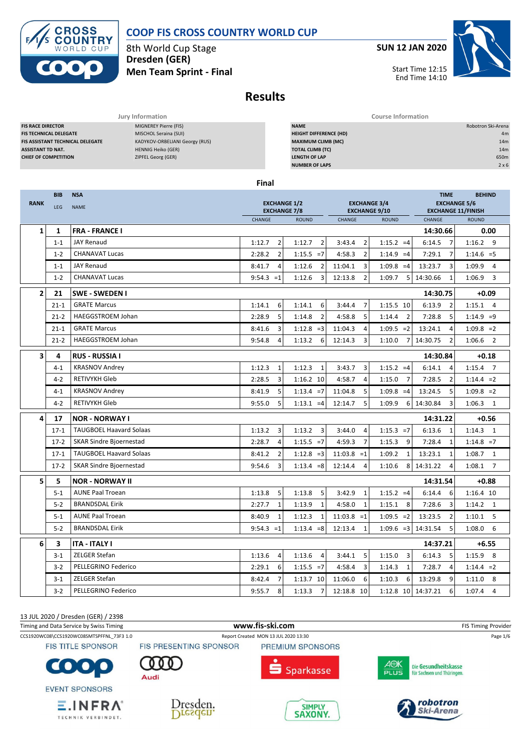# COOP FIS CROSS COUNTRY WORLD CUP

8th World Cup Stage
**Dresden (GER)**
**Men Team Sprint - Final**

**SUN 12 JAN 2020**

Start Time 12:15
End Time 14:10

## Results

| Jury Information | |
|---|---|
| FIS RACE DIRECTOR | MIGNEREY Pierre (FIS) |
| FIS TECHNICAL DELEGATE | MISCHOL Seraina (SUI) |
| FIS ASSISTANT TECHNICAL DELEGATE | KADYKOV-ORBELIANI Georgy (RUS) |
| ASSISTANT TD NAT. | HENNIG Heiko (GER) |
| CHIEF OF COMPETITION | ZIPFEL Georg (GER) |

| Course Information | |
|---|---|
| NAME | Robotron Ski-Arena |
| HEIGHT DIFFERENCE (HD) | 4m |
| MAXIMUM CLIMB (MC) | 14m |
| TOTAL CLIMB (TC) | 14m |
| LENGTH OF LAP | 650m |
| NUMBER OF LAPS | 2 x 6 |

### Final

| RANK | BIB / LEG | NSA / NAME | EXCHANGE 1/2 EXCHANGE 7/8 CHANGE | ROUND | EXCHANGE 3/4 EXCHANGE 9/10 CHANGE | ROUND | EXCHANGE 5/6 EXCHANGE 11/FINISH CHANGE (TIME) | ROUND (BEHIND) |
|---|---|---|---|---|---|---|---|---|
| 1 | 1 | FRA - FRANCE I | | | | | 14:30.66 | 0.00 |
| | 1-1 | JAY Renaud | 1:12.7 2 | 1:12.7 2 | 3:43.4 2 | 1:15.2 =4 | 6:14.5 7 | 1:16.2 9 |
| | 1-2 | CHANAVAT Lucas | 2:28.2 2 | 1:15.5 =7 | 4:58.3 2 | 1:14.9 =4 | 7:29.1 7 | 1:14.6 =5 |
| | 1-1 | JAY Renaud | 8:41.7 4 | 1:12.6 2 | 11:04.1 3 | 1:09.8 =4 | 13:23.7 3 | 1:09.9 4 |
| | 1-2 | CHANAVAT Lucas | 9:54.3 =1 | 1:12.6 3 | 12:13.8 2 | 1:09.7 5 | 14:30.66 1 | 1:06.9 3 |
| 2 | 21 | SWE - SWEDEN I | | | | | 14:30.75 | +0.09 |
| | 21-1 | GRATE Marcus | 1:14.1 6 | 1:14.1 6 | 3:44.4 7 | 1:15.5 10 | 6:13.9 2 | 1:15.1 4 |
| | 21-2 | HAEGGSTROEM Johan | 2:28.9 5 | 1:14.8 2 | 4:58.8 5 | 1:14.4 2 | 7:28.8 5 | 1:14.9 =9 |
| | 21-1 | GRATE Marcus | 8:41.6 3 | 1:12.8 =3 | 11:04.3 4 | 1:09.5 =2 | 13:24.1 4 | 1:09.8 =2 |
| | 21-2 | HAEGGSTROEM Johan | 9:54.8 4 | 1:13.2 6 | 12:14.3 3 | 1:10.0 7 | 14:30.75 2 | 1:06.6 2 |
| 3 | 4 | RUS - RUSSIA I | | | | | 14:30.84 | +0.18 |
| | 4-1 | KRASNOV Andrey | 1:12.3 1 | 1:12.3 1 | 3:43.7 3 | 1:15.2 =4 | 6:14.1 4 | 1:15.4 7 |
| | 4-2 | RETIVYKH Gleb | 2:28.5 3 | 1:16.2 10 | 4:58.7 4 | 1:15.0 7 | 7:28.5 2 | 1:14.4 =2 |
| | 4-1 | KRASNOV Andrey | 8:41.9 5 | 1:13.4 =7 | 11:04.8 5 | 1:09.8 =4 | 13:24.5 5 | 1:09.8 =2 |
| | 4-2 | RETIVYKH Gleb | 9:55.0 5 | 1:13.1 =4 | 12:14.7 5 | 1:09.9 6 | 14:30.84 3 | 1:06.3 1 |
| 4 | 17 | NOR - NORWAY I | | | | | 14:31.22 | +0.56 |
| | 17-1 | TAUGBOEL Haavard Solaas | 1:13.2 3 | 1:13.2 3 | 3:44.0 4 | 1:15.3 =7 | 6:13.6 1 | 1:14.3 1 |
| | 17-2 | SKAR Sindre Bjoernestad | 2:28.7 4 | 1:15.5 =7 | 4:59.3 7 | 1:15.3 9 | 7:28.4 1 | 1:14.8 =7 |
| | 17-1 | TAUGBOEL Haavard Solaas | 8:41.2 2 | 1:12.8 =3 | 11:03.8 =1 | 1:09.2 1 | 13:23.1 1 | 1:08.7 1 |
| | 17-2 | SKAR Sindre Bjoernestad | 9:54.6 3 | 1:13.4 =8 | 12:14.4 4 | 1:10.6 8 | 14:31.22 4 | 1:08.1 7 |
| 5 | 5 | NOR - NORWAY II | | | | | 14:31.54 | +0.88 |
| | 5-1 | AUNE Paal Troean | 1:13.8 5 | 1:13.8 5 | 3:42.9 1 | 1:15.2 =4 | 6:14.4 6 | 1:16.4 10 |
| | 5-2 | BRANDSDAL Eirik | 2:27.7 1 | 1:13.9 1 | 4:58.0 1 | 1:15.1 8 | 7:28.6 3 | 1:14.2 1 |
| | 5-1 | AUNE Paal Troean | 8:40.9 1 | 1:12.3 1 | 11:03.8 =1 | 1:09.5 =2 | 13:23.5 2 | 1:10.1 5 |
| | 5-2 | BRANDSDAL Eirik | 9:54.3 =1 | 1:13.4 =8 | 12:13.4 1 | 1:09.6 =3 | 14:31.54 5 | 1:08.0 6 |
| 6 | 3 | ITA - ITALY I | | | | | 14:37.21 | +6.55 |
| | 3-1 | ZELGER Stefan | 1:13.6 4 | 1:13.6 4 | 3:44.1 5 | 1:15.0 3 | 6:14.3 5 | 1:15.9 8 |
| | 3-2 | PELLEGRINO Federico | 2:29.1 6 | 1:15.5 =7 | 4:58.4 3 | 1:14.3 1 | 7:28.7 4 | 1:14.4 =2 |
| | 3-1 | ZELGER Stefan | 8:42.4 7 | 1:13.7 10 | 11:06.0 6 | 1:10.3 6 | 13:29.8 9 | 1:11.0 8 |
| | 3-2 | PELLEGRINO Federico | 9:55.7 8 | 1:13.3 7 | 12:18.8 10 | 1:12.8 10 | 14:37.21 6 | 1:07.4 4 |

13 JUL 2020 / Dresden (GER) / 2398
Timing and Data Service by Swiss Timing
www.fis-ski.com
FIS Timing Provider
CCS1920WC08\CCS1920WC08SMTSPFFNL_73F3 1.0
Report Created MON 13 JUL 2020 13:30

FIS TITLE SPONSOR · FIS PRESENTING SPONSOR · PREMIUM SPONSORS · EVENT SPONSORS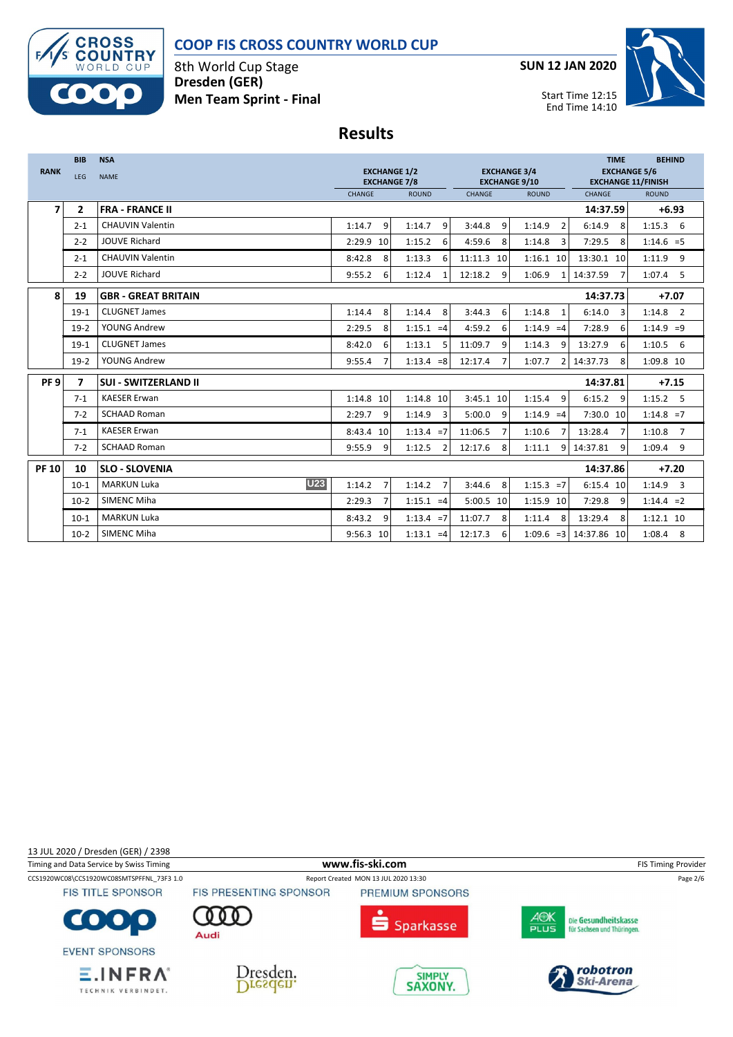# COOP FIS CROSS COUNTRY WORLD CUP

8th World Cup Stage
**Dresden (GER)**
**Men Team Sprint - Final**

**SUN 12 JAN 2020**

Start Time 12:15
End Time 14:10

## Results

| RANK | BIB / LEG | NSA / NAME | EXCHANGE 1/2 / EXCHANGE 7/8 CHANGE | | EXCHANGE 1/2 / EXCHANGE 7/8 ROUND | | EXCHANGE 3/4 / EXCHANGE 9/10 CHANGE | | EXCHANGE 3/4 / EXCHANGE 9/10 ROUND | | TIME / EXCHANGE 5/6 / EXCHANGE 11/FINISH CHANGE | | BEHIND ROUND | |
|---|---|---|---|---|---|---|---|---|---|---|---|---|---|---|
| **7** | **2** | **FRA - FRANCE II** | | | | | | | | | **14:37.59** | | **+6.93** | |
| | 2-1 | CHAUVIN Valentin | 1:14.7 | 9 | 1:14.7 | 9 | 3:44.8 | 9 | 1:14.9 | 2 | 6:14.9 | 8 | 1:15.3 | 6 |
| | 2-2 | JOUVE Richard | 2:29.9 | 10 | 1:15.2 | 6 | 4:59.6 | 8 | 1:14.8 | 3 | 7:29.5 | 8 | 1:14.6 | =5 |
| | 2-1 | CHAUVIN Valentin | 8:42.8 | 8 | 1:13.3 | 6 | 11:11.3 | 10 | 1:16.1 | 10 | 13:30.1 | 10 | 1:11.9 | 9 |
| | 2-2 | JOUVE Richard | 9:55.2 | 6 | 1:12.4 | 1 | 12:18.2 | 9 | 1:06.9 | 1 | 14:37.59 | 7 | 1:07.4 | 5 |
| **8** | **19** | **GBR - GREAT BRITAIN** | | | | | | | | | **14:37.73** | | **+7.07** | |
| | 19-1 | CLUGNET James | 1:14.4 | 8 | 1:14.4 | 8 | 3:44.3 | 6 | 1:14.8 | 1 | 6:14.0 | 3 | 1:14.8 | 2 |
| | 19-2 | YOUNG Andrew | 2:29.5 | 8 | 1:15.1 | =4 | 4:59.2 | 6 | 1:14.9 | =4 | 7:28.9 | 6 | 1:14.9 | =9 |
| | 19-1 | CLUGNET James | 8:42.0 | 6 | 1:13.1 | 5 | 11:09.7 | 9 | 1:14.3 | 9 | 13:27.9 | 6 | 1:10.5 | 6 |
| | 19-2 | YOUNG Andrew | 9:55.4 | 7 | 1:13.4 | =8 | 12:17.4 | 7 | 1:07.7 | 2 | 14:37.73 | 8 | 1:09.8 | 10 |
| **PF 9** | **7** | **SUI - SWITZERLAND II** | | | | | | | | | **14:37.81** | | **+7.15** | |
| | 7-1 | KAESER Erwan | 1:14.8 | 10 | 1:14.8 | 10 | 3:45.1 | 10 | 1:15.4 | 9 | 6:15.2 | 9 | 1:15.2 | 5 |
| | 7-2 | SCHAAD Roman | 2:29.7 | 9 | 1:14.9 | 3 | 5:00.0 | 9 | 1:14.9 | =4 | 7:30.0 | 10 | 1:14.8 | =7 |
| | 7-1 | KAESER Erwan | 8:43.4 | 10 | 1:13.4 | =7 | 11:06.5 | 7 | 1:10.6 | 7 | 13:28.4 | 7 | 1:10.8 | 7 |
| | 7-2 | SCHAAD Roman | 9:55.9 | 9 | 1:12.5 | 2 | 12:17.6 | 8 | 1:11.1 | 9 | 14:37.81 | 9 | 1:09.4 | 9 |
| **PF 10** | **10** | **SLO - SLOVENIA** | | | | | | | | | **14:37.86** | | **+7.20** | |
| | 10-1 | MARKUN Luka U23 | 1:14.2 | 7 | 1:14.2 | 7 | 3:44.6 | 8 | 1:15.3 | =7 | 6:15.4 | 10 | 1:14.9 | 3 |
| | 10-2 | SIMENC Miha | 2:29.3 | 7 | 1:15.1 | =4 | 5:00.5 | 10 | 1:15.9 | 10 | 7:29.8 | 9 | 1:14.4 | =2 |
| | 10-1 | MARKUN Luka | 8:43.2 | 9 | 1:13.4 | =7 | 11:07.7 | 8 | 1:11.4 | 8 | 13:29.4 | 8 | 1:12.1 | 10 |
| | 10-2 | SIMENC Miha | 9:56.3 | 10 | 1:13.1 | =4 | 12:17.3 | 6 | 1:09.6 | =3 | 14:37.86 | 10 | 1:08.4 | 8 |

13 JUL 2020 / Dresden (GER) / 2398

Timing and Data Service by Swiss Timing — www.fis-ski.com — FIS Timing Provider

CCS1920WC08\CCS1920WC08SMTSPFFNL_73F3 1.0 — Report Created MON 13 JUL 2020 13:30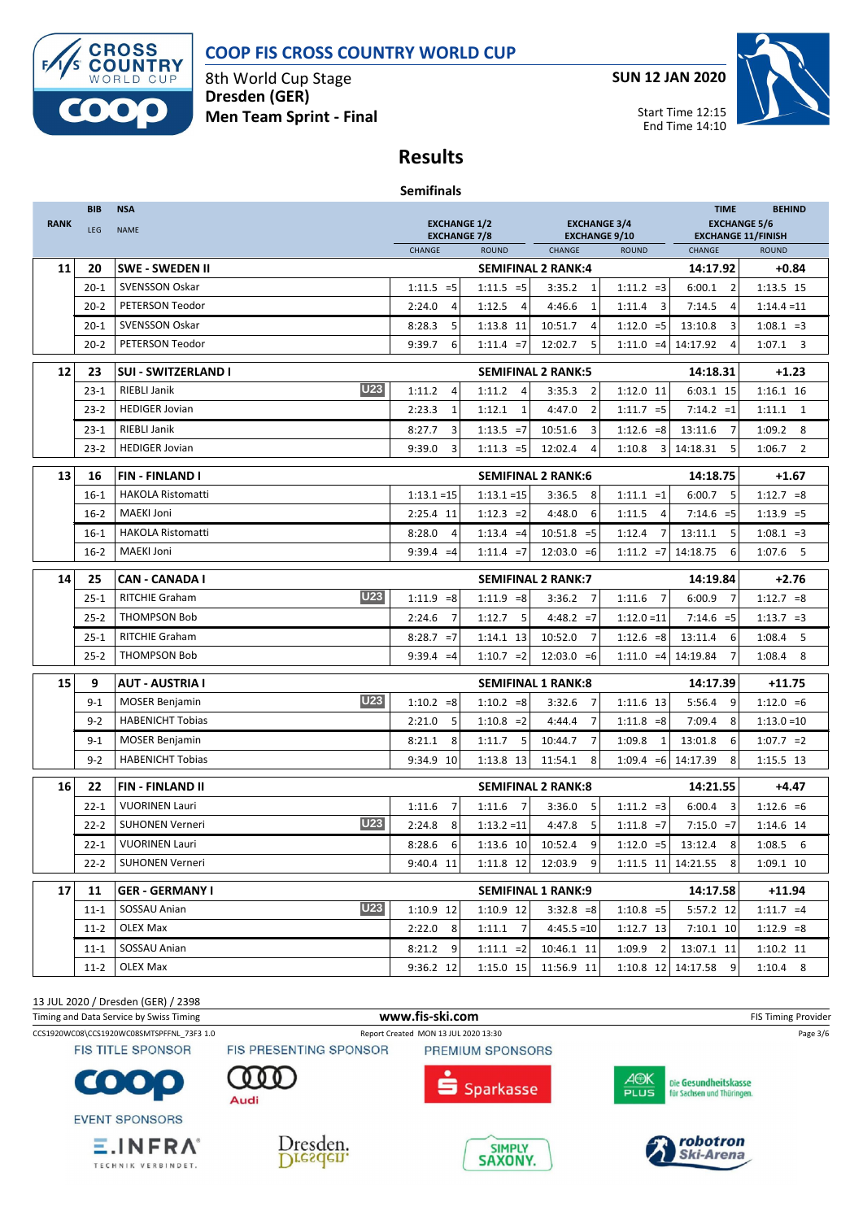# COOP FIS CROSS COUNTRY WORLD CUP

8th World Cup Stage
**Dresden (GER)**
**Men Team Sprint - Final**

**SUN 12 JAN 2020**

Start Time 12:15
End Time 14:10

## Results

### Semifinals

| RANK | BIB / LEG | NSA / NAME | | EXCHANGE 1/2 / EXCHANGE 7/8 CHANGE | ROUND | EXCHANGE 3/4 / EXCHANGE 9/10 CHANGE | ROUND | TIME / EXCHANGE 5/6 / EXCHANGE 11/FINISH CHANGE | BEHIND / ROUND |
|---|---|---|---|---|---|---|---|---|---|
| **11** | **20** | **SWE - SWEDEN II** | | | **SEMIFINAL 2 RANK:4** | | | **14:17.92** | **+0.84** |
| | 20-1 | SVENSSON Oskar | | 1:11.5 =5 | 1:11.5 =5 | 3:35.2 1 | 1:11.2 =3 | 6:00.1 2 | 1:13.5 15 |
| | 20-2 | PETERSON Teodor | | 2:24.0 4 | 1:12.5 4 | 4:46.6 1 | 1:11.4 3 | 7:14.5 4 | 1:14.4 =11 |
| | 20-1 | SVENSSON Oskar | | 8:28.3 5 | 1:13.8 11 | 10:51.7 4 | 1:12.0 =5 | 13:10.8 3 | 1:08.1 =3 |
| | 20-2 | PETERSON Teodor | | 9:39.7 6 | 1:11.4 =7 | 12:02.7 5 | 1:11.0 =4 | 14:17.92 4 | 1:07.1 3 |
| **12** | **23** | **SUI - SWITZERLAND I** | | | **SEMIFINAL 2 RANK:5** | | | **14:18.31** | **+1.23** |
| | 23-1 | RIEBLI Janik | U23 | 1:11.2 4 | 1:11.2 4 | 3:35.3 2 | 1:12.0 11 | 6:03.1 15 | 1:16.1 16 |
| | 23-2 | HEDIGER Jovian | | 2:23.3 1 | 1:12.1 1 | 4:47.0 2 | 1:11.7 =5 | 7:14.2 =1 | 1:11.1 1 |
| | 23-1 | RIEBLI Janik | | 8:27.7 3 | 1:13.5 =7 | 10:51.6 3 | 1:12.6 =8 | 13:11.6 7 | 1:09.2 8 |
| | 23-2 | HEDIGER Jovian | | 9:39.0 3 | 1:11.3 =5 | 12:02.4 4 | 1:10.8 3 | 14:18.31 5 | 1:06.7 2 |
| **13** | **16** | **FIN - FINLAND I** | | | **SEMIFINAL 2 RANK:6** | | | **14:18.75** | **+1.67** |
| | 16-1 | HAKOLA Ristomatti | | 1:13.1 =15 | 1:13.1 =15 | 3:36.5 8 | 1:11.1 =1 | 6:00.7 5 | 1:12.7 =8 |
| | 16-2 | MAEKI Joni | | 2:25.4 11 | 1:12.3 =2 | 4:48.0 6 | 1:11.5 4 | 7:14.6 =5 | 1:13.9 =5 |
| | 16-1 | HAKOLA Ristomatti | | 8:28.0 4 | 1:13.4 =4 | 10:51.8 =5 | 1:12.4 7 | 13:11.1 5 | 1:08.1 =3 |
| | 16-2 | MAEKI Joni | | 9:39.4 =4 | 1:11.4 =7 | 12:03.0 =6 | 1:11.2 =7 | 14:18.75 6 | 1:07.6 5 |
| **14** | **25** | **CAN - CANADA I** | | | **SEMIFINAL 2 RANK:7** | | | **14:19.84** | **+2.76** |
| | 25-1 | RITCHIE Graham | U23 | 1:11.9 =8 | 1:11.9 =8 | 3:36.2 7 | 1:11.6 7 | 6:00.9 7 | 1:12.7 =8 |
| | 25-2 | THOMPSON Bob | | 2:24.6 7 | 1:12.7 5 | 4:48.2 =7 | 1:12.0 =11 | 7:14.6 =5 | 1:13.7 =3 |
| | 25-1 | RITCHIE Graham | | 8:28.7 =7 | 1:14.1 13 | 10:52.0 7 | 1:12.6 =8 | 13:11.4 6 | 1:08.4 5 |
| | 25-2 | THOMPSON Bob | | 9:39.4 =4 | 1:10.7 =2 | 12:03.0 =6 | 1:11.0 =4 | 14:19.84 7 | 1:08.4 8 |
| **15** | **9** | **AUT - AUSTRIA I** | | | **SEMIFINAL 1 RANK:8** | | | **14:17.39** | **+11.75** |
| | 9-1 | MOSER Benjamin | U23 | 1:10.2 =8 | 1:10.2 =8 | 3:32.6 7 | 1:11.6 13 | 5:56.4 9 | 1:12.0 =6 |
| | 9-2 | HABENICHT Tobias | | 2:21.0 5 | 1:10.8 =2 | 4:44.4 7 | 1:11.8 =8 | 7:09.4 8 | 1:13.0 =10 |
| | 9-1 | MOSER Benjamin | | 8:21.1 8 | 1:11.7 5 | 10:44.7 7 | 1:09.8 1 | 13:01.8 6 | 1:07.7 =2 |
| | 9-2 | HABENICHT Tobias | | 9:34.9 10 | 1:13.8 13 | 11:54.1 8 | 1:09.4 =6 | 14:17.39 8 | 1:15.5 13 |
| **16** | **22** | **FIN - FINLAND II** | | | **SEMIFINAL 2 RANK:8** | | | **14:21.55** | **+4.47** |
| | 22-1 | VUORINEN Lauri | | 1:11.6 7 | 1:11.6 7 | 3:36.0 5 | 1:11.2 =3 | 6:00.4 3 | 1:12.6 =6 |
| | 22-2 | SUHONEN Verneri | U23 | 2:24.8 8 | 1:13.2 =11 | 4:47.8 5 | 1:11.8 =7 | 7:15.0 =7 | 1:14.6 14 |
| | 22-1 | VUORINEN Lauri | | 8:28.6 6 | 1:13.6 10 | 10:52.4 9 | 1:12.0 =5 | 13:12.4 8 | 1:08.5 6 |
| | 22-2 | SUHONEN Verneri | | 9:40.4 11 | 1:11.8 12 | 12:03.9 9 | 1:11.5 11 | 14:21.55 8 | 1:09.1 10 |
| **17** | **11** | **GER - GERMANY I** | | | **SEMIFINAL 1 RANK:9** | | | **14:17.58** | **+11.94** |
| | 11-1 | SOSSAU Anian | U23 | 1:10.9 12 | 1:10.9 12 | 3:32.8 =8 | 1:10.8 =5 | 5:57.2 12 | 1:11.7 =4 |
| | 11-2 | OLEX Max | | 2:22.0 8 | 1:11.1 7 | 4:45.5 =10 | 1:12.7 13 | 7:10.1 10 | 1:12.9 =8 |
| | 11-1 | SOSSAU Anian | | 8:21.2 9 | 1:11.1 =2 | 10:46.1 11 | 1:09.9 2 | 13:07.1 11 | 1:10.2 11 |
| | 11-2 | OLEX Max | | 9:36.2 12 | 1:15.0 15 | 11:56.9 11 | 1:10.8 12 | 14:17.58 9 | 1:10.4 8 |

13 JUL 2020 / Dresden (GER) / 2398

Timing and Data Service by Swiss Timing — www.fis-ski.com — FIS Timing Provider

CCS1920WC08\CCS1920WC08SMTSPFFNL_73F3 1.0 — Report Created MON 13 JUL 2020 13:30

FIS TITLE SPONSOR: COOP — FIS PRESENTING SPONSOR: Audi — PREMIUM SPONSORS: Sparkasse, AOK PLUS Die Gesundheitskasse für Sachsen und Thüringen

EVENT SPONSORS: E.INFRA Technik verbindet., Dresden., Simply Saxony., robotron Ski-Arena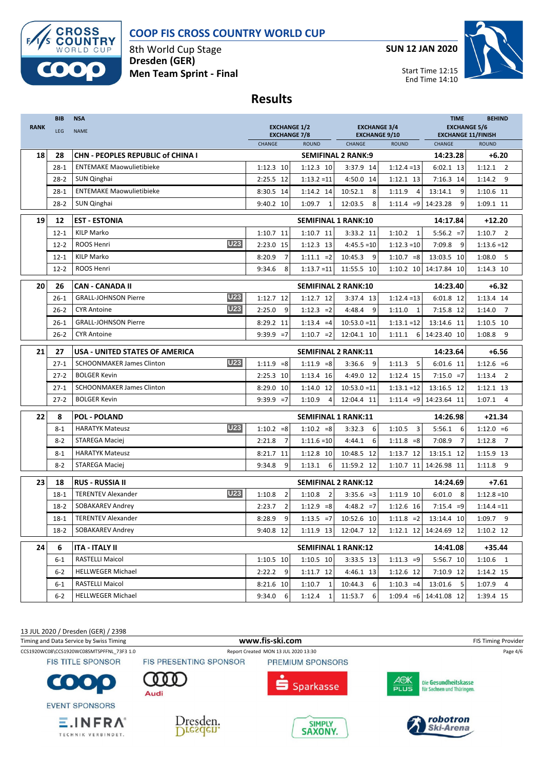# COOP FIS CROSS COUNTRY WORLD CUP

8th World Cup Stage
**Dresden (GER)**
**Men Team Sprint - Final**

**SUN 12 JAN 2020**

Start Time 12:15
End Time 14:10

## Results

| RANK | BIB / LEG | NSA / NAME | | EXCHANGE 1/2 / EXCHANGE 7/8 CHANGE | ROUND | EXCHANGE 3/4 / EXCHANGE 9/10 CHANGE | ROUND | TIME / EXCHANGE 5/6 / EXCHANGE 11/FINISH CHANGE | BEHIND / ROUND |
|---|---|---|---|---|---|---|---|---|---|
| **18** | **28** | **CHN - PEOPLES REPUBLIC of CHINA I** | | **SEMIFINAL 2 RANK:9** | | | | **14:23.28** | **+6.20** |
| | 28-1 | ENTEMAKE Maowulietibieke | | 1:12.3 10 | 1:12.3 10 | 3:37.9 14 | 1:12.4 =13 | 6:02.1 13 | 1:12.1 2 |
| | 28-2 | SUN Qinghai | | 2:25.5 12 | 1:13.2 =11 | 4:50.0 14 | 1:12.1 13 | 7:16.3 14 | 1:14.2 9 |
| | 28-1 | ENTEMAKE Maowulietibieke | | 8:30.5 14 | 1:14.2 14 | 10:52.1 8 | 1:11.9 4 | 13:14.1 9 | 1:10.6 11 |
| | 28-2 | SUN Qinghai | | 9:40.2 10 | 1:09.7 1 | 12:03.5 8 | 1:11.4 =9 | 14:23.28 9 | 1:09.1 11 |
| **19** | **12** | **EST - ESTONIA** | | **SEMIFINAL 1 RANK:10** | | | | **14:17.84** | **+12.20** |
| | 12-1 | KILP Marko | | 1:10.7 11 | 1:10.7 11 | 3:33.2 11 | 1:10.2 1 | 5:56.2 =7 | 1:10.7 2 |
| | 12-2 | ROOS Henri | U23 | 2:23.0 15 | 1:12.3 13 | 4:45.5 =10 | 1:12.3 =10 | 7:09.8 9 | 1:13.6 =12 |
| | 12-1 | KILP Marko | | 8:20.9 7 | 1:11.1 =2 | 10:45.3 9 | 1:10.7 =8 | 13:03.5 10 | 1:08.0 5 |
| | 12-2 | ROOS Henri | | 9:34.6 8 | 1:13.7 =11 | 11:55.5 10 | 1:10.2 10 | 14:17.84 10 | 1:14.3 10 |
| **20** | **26** | **CAN - CANADA II** | | **SEMIFINAL 2 RANK:10** | | | | **14:23.40** | **+6.32** |
| | 26-1 | GRALL-JOHNSON Pierre | U23 | 1:12.7 12 | 1:12.7 12 | 3:37.4 13 | 1:12.4 =13 | 6:01.8 12 | 1:13.4 14 |
| | 26-2 | CYR Antoine | U23 | 2:25.0 9 | 1:12.3 =2 | 4:48.4 9 | 1:11.0 1 | 7:15.8 12 | 1:14.0 7 |
| | 26-1 | GRALL-JOHNSON Pierre | | 8:29.2 11 | 1:13.4 =4 | 10:53.0 =11 | 1:13.1 =12 | 13:14.6 11 | 1:10.5 10 |
| | 26-2 | CYR Antoine | | 9:39.9 =7 | 1:10.7 =2 | 12:04.1 10 | 1:11.1 6 | 14:23.40 10 | 1:08.8 9 |
| **21** | **27** | **USA - UNITED STATES OF AMERICA** | | **SEMIFINAL 2 RANK:11** | | | | **14:23.64** | **+6.56** |
| | 27-1 | SCHOONMAKER James Clinton | U23 | 1:11.9 =8 | 1:11.9 =8 | 3:36.6 9 | 1:11.3 5 | 6:01.6 11 | 1:12.6 =6 |
| | 27-2 | BOLGER Kevin | | 2:25.3 10 | 1:13.4 16 | 4:49.0 12 | 1:12.4 15 | 7:15.0 =7 | 1:13.4 2 |
| | 27-1 | SCHOONMAKER James Clinton | | 8:29.0 10 | 1:14.0 12 | 10:53.0 =11 | 1:13.1 =12 | 13:16.5 12 | 1:12.1 13 |
| | 27-2 | BOLGER Kevin | | 9:39.9 =7 | 1:10.9 4 | 12:04.4 11 | 1:11.4 =9 | 14:23.64 11 | 1:07.1 4 |
| **22** | **8** | **POL - POLAND** | | **SEMIFINAL 1 RANK:11** | | | | **14:26.98** | **+21.34** |
| | 8-1 | HARATYK Mateusz | U23 | 1:10.2 =8 | 1:10.2 =8 | 3:32.3 6 | 1:10.5 3 | 5:56.1 6 | 1:12.0 =6 |
| | 8-2 | STAREGA Maciej | | 2:21.8 7 | 1:11.6 =10 | 4:44.1 6 | 1:11.8 =8 | 7:08.9 7 | 1:12.8 7 |
| | 8-1 | HARATYK Mateusz | | 8:21.7 11 | 1:12.8 10 | 10:48.5 12 | 1:13.7 12 | 13:15.1 12 | 1:15.9 13 |
| | 8-2 | STAREGA Maciej | | 9:34.8 9 | 1:13.1 6 | 11:59.2 12 | 1:10.7 11 | 14:26.98 11 | 1:11.8 9 |
| **23** | **18** | **RUS - RUSSIA II** | | **SEMIFINAL 2 RANK:12** | | | | **14:24.69** | **+7.61** |
| | 18-1 | TERENTEV Alexander | U23 | 1:10.8 2 | 1:10.8 2 | 3:35.6 =3 | 1:11.9 10 | 6:01.0 8 | 1:12.8 =10 |
| | 18-2 | SOBAKAREV Andrey | | 2:23.7 2 | 1:12.9 =8 | 4:48.2 =7 | 1:12.6 16 | 7:15.4 =9 | 1:14.4 =11 |
| | 18-1 | TERENTEV Alexander | | 8:28.9 9 | 1:13.5 =7 | 10:52.6 10 | 1:11.8 =2 | 13:14.4 10 | 1:09.7 9 |
| | 18-2 | SOBAKAREV Andrey | | 9:40.8 12 | 1:11.9 13 | 12:04.7 12 | 1:12.1 12 | 14:24.69 12 | 1:10.2 12 |
| **24** | **6** | **ITA - ITALY II** | | **SEMIFINAL 1 RANK:12** | | | | **14:41.08** | **+35.44** |
| | 6-1 | RASTELLI Maicol | | 1:10.5 10 | 1:10.5 10 | 3:33.5 13 | 1:11.3 =9 | 5:56.7 10 | 1:10.6 1 |
| | 6-2 | HELLWEGER Michael | | 2:22.2 9 | 1:11.7 12 | 4:46.1 13 | 1:12.6 12 | 7:10.9 12 | 1:14.2 15 |
| | 6-1 | RASTELLI Maicol | | 8:21.6 10 | 1:10.7 1 | 10:44.3 6 | 1:10.3 =4 | 13:01.6 5 | 1:07.9 4 |
| | 6-2 | HELLWEGER Michael | | 9:34.0 6 | 1:12.4 1 | 11:53.7 6 | 1:09.4 =6 | 14:41.08 12 | 1:39.4 15 |

13 JUL 2020 / Dresden (GER) / 2398

Timing and Data Service by Swiss Timing — www.fis-ski.com — FIS Timing Provider

CCS1920WC08\CCS1920WC08SMTSPFFNL_73F3 1.0 — Report Created MON 13 JUL 2020 13:30

FIS TITLE SPONSOR: Coop — FIS PRESENTING SPONSOR: Audi — PREMIUM SPONSORS: Sparkasse, AOK PLUS Die Gesundheitskasse für Sachsen und Thüringen

EVENT SPONSORS: E.INFRA Technik verbindet., Dresden., Simply Saxony., robotron Ski-Arena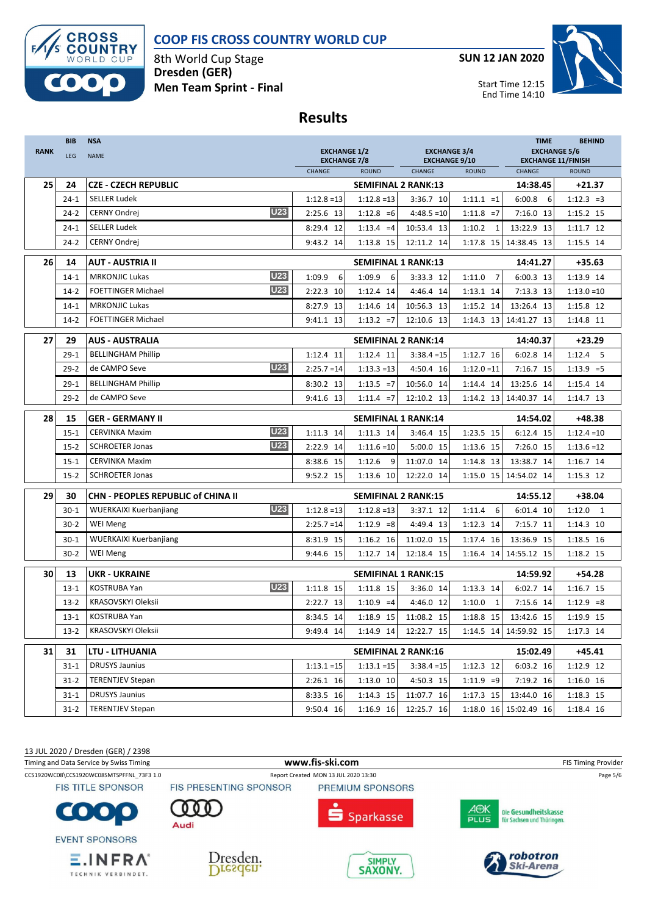# COOP FIS CROSS COUNTRY WORLD CUP

8th World Cup Stage
**Dresden (GER)**
**Men Team Sprint - Final**

**SUN 12 JAN 2020**

Start Time 12:15
End Time 14:10

## Results

| RANK | BIB / LEG | NSA / NAME | | EXCHANGE 1/2 / EXCHANGE 7/8 CHANGE | ROUND | EXCHANGE 3/4 / EXCHANGE 9/10 CHANGE | ROUND | TIME / EXCHANGE 5/6 / EXCHANGE 11/FINISH CHANGE | BEHIND / ROUND |
|---|---|---|---|---|---|---|---|---|---|
| 25 | 24 | **CZE - CZECH REPUBLIC** | | | **SEMIFINAL 2 RANK:13** | | | **14:38.45** | **+21.37** |
| | 24-1 | SELLER Ludek | | 1:12.8 =13 | 1:12.8 =13 | 3:36.7 10 | 1:11.1 =1 | 6:00.8 6 | 1:12.3 =3 |
| | 24-2 | CERNY Ondrej | U23 | 2:25.6 13 | 1:12.8 =6 | 4:48.5 =10 | 1:11.8 =7 | 7:16.0 13 | 1:15.2 15 |
| | 24-1 | SELLER Ludek | | 8:29.4 12 | 1:13.4 =4 | 10:53.4 13 | 1:10.2 1 | 13:22.9 13 | 1:11.7 12 |
| | 24-2 | CERNY Ondrej | | 9:43.2 14 | 1:13.8 15 | 12:11.2 14 | 1:17.8 15 | 14:38.45 13 | 1:15.5 14 |
| 26 | 14 | **AUT - AUSTRIA II** | | | **SEMIFINAL 1 RANK:13** | | | **14:41.27** | **+35.63** |
| | 14-1 | MRKONJIC Lukas | U23 | 1:09.9 6 | 1:09.9 6 | 3:33.3 12 | 1:11.0 7 | 6:00.3 13 | 1:13.9 14 |
| | 14-2 | FOETTINGER Michael | U23 | 2:22.3 10 | 1:12.4 14 | 4:46.4 14 | 1:13.1 14 | 7:13.3 13 | 1:13.0 =10 |
| | 14-1 | MRKONJIC Lukas | | 8:27.9 13 | 1:14.6 14 | 10:56.3 13 | 1:15.2 14 | 13:26.4 13 | 1:15.8 12 |
| | 14-2 | FOETTINGER Michael | | 9:41.1 13 | 1:13.2 =7 | 12:10.6 13 | 1:14.3 13 | 14:41.27 13 | 1:14.8 11 |
| 27 | 29 | **AUS - AUSTRALIA** | | | **SEMIFINAL 2 RANK:14** | | | **14:40.37** | **+23.29** |
| | 29-1 | BELLINGHAM Phillip | | 1:12.4 11 | 1:12.4 11 | 3:38.4 =15 | 1:12.7 16 | 6:02.8 14 | 1:12.4 5 |
| | 29-2 | de CAMPO Seve | U23 | 2:25.7 =14 | 1:13.3 =13 | 4:50.4 16 | 1:12.0 =11 | 7:16.7 15 | 1:13.9 =5 |
| | 29-1 | BELLINGHAM Phillip | | 8:30.2 13 | 1:13.5 =7 | 10:56.0 14 | 1:14.4 14 | 13:25.6 14 | 1:15.4 14 |
| | 29-2 | de CAMPO Seve | | 9:41.6 13 | 1:11.4 =7 | 12:10.2 13 | 1:14.2 13 | 14:40.37 14 | 1:14.7 13 |
| 28 | 15 | **GER - GERMANY II** | | | **SEMIFINAL 1 RANK:14** | | | **14:54.02** | **+48.38** |
| | 15-1 | CERVINKA Maxim | U23 | 1:11.3 14 | 1:11.3 14 | 3:46.4 15 | 1:23.5 15 | 6:12.4 15 | 1:12.4 =10 |
| | 15-2 | SCHROETER Jonas | U23 | 2:22.9 14 | 1:11.6 =10 | 5:00.0 15 | 1:13.6 15 | 7:26.0 15 | 1:13.6 =12 |
| | 15-1 | CERVINKA Maxim | | 8:38.6 15 | 1:12.6 9 | 11:07.0 14 | 1:14.8 13 | 13:38.7 14 | 1:16.7 14 |
| | 15-2 | SCHROETER Jonas | | 9:52.2 15 | 1:13.6 10 | 12:22.0 14 | 1:15.0 15 | 14:54.02 14 | 1:15.3 12 |
| 29 | 30 | **CHN - PEOPLES REPUBLIC of CHINA II** | | | **SEMIFINAL 2 RANK:15** | | | **14:55.12** | **+38.04** |
| | 30-1 | WUERKAIXI Kuerbanjiang | U23 | 1:12.8 =13 | 1:12.8 =13 | 3:37.1 12 | 1:11.4 6 | 6:01.4 10 | 1:12.0 1 |
| | 30-2 | WEI Meng | | 2:25.7 =14 | 1:12.9 =8 | 4:49.4 13 | 1:12.3 14 | 7:15.7 11 | 1:14.3 10 |
| | 30-1 | WUERKAIXI Kuerbanjiang | | 8:31.9 15 | 1:16.2 16 | 11:02.0 15 | 1:17.4 16 | 13:36.9 15 | 1:18.5 16 |
| | 30-2 | WEI Meng | | 9:44.6 15 | 1:12.7 14 | 12:18.4 15 | 1:16.4 14 | 14:55.12 15 | 1:18.2 15 |
| 30 | 13 | **UKR - UKRAINE** | | | **SEMIFINAL 1 RANK:15** | | | **14:59.92** | **+54.28** |
| | 13-1 | KOSTRUBA Yan | U23 | 1:11.8 15 | 1:11.8 15 | 3:36.0 14 | 1:13.3 14 | 6:02.7 14 | 1:16.7 15 |
| | 13-2 | KRASOVSKYI Oleksii | | 2:22.7 13 | 1:10.9 =4 | 4:46.0 12 | 1:10.0 1 | 7:15.6 14 | 1:12.9 =8 |
| | 13-1 | KOSTRUBA Yan | | 8:34.5 14 | 1:18.9 15 | 11:08.2 15 | 1:18.8 15 | 13:42.6 15 | 1:19.9 15 |
| | 13-2 | KRASOVSKYI Oleksii | | 9:49.4 14 | 1:14.9 14 | 12:22.7 15 | 1:14.5 14 | 14:59.92 15 | 1:17.3 14 |
| 31 | 31 | **LTU - LITHUANIA** | | | **SEMIFINAL 2 RANK:16** | | | **15:02.49** | **+45.41** |
| | 31-1 | DRUSYS Jaunius | | 1:13.1 =15 | 1:13.1 =15 | 3:38.4 =15 | 1:12.3 12 | 6:03.2 16 | 1:12.9 12 |
| | 31-2 | TERENTJEV Stepan | | 2:26.1 16 | 1:13.0 10 | 4:50.3 15 | 1:11.9 =9 | 7:19.2 16 | 1:16.0 16 |
| | 31-1 | DRUSYS Jaunius | | 8:33.5 16 | 1:14.3 15 | 11:07.7 16 | 1:17.3 15 | 13:44.0 16 | 1:18.3 15 |
| | 31-2 | TERENTJEV Stepan | | 9:50.4 16 | 1:16.9 16 | 12:25.7 16 | 1:18.0 16 | 15:02.49 16 | 1:18.4 16 |

13 JUL 2020 / Dresden (GER) / 2398
Timing and Data Service by Swiss Timing — www.fis-ski.com — FIS Timing Provider
CCS1920WC08\CCS1920WC08SMTSPFFNL_73F3 1.0 — Report Created MON 13 JUL 2020 13:30

FIS TITLE SPONSOR: COOP — FIS PRESENTING SPONSOR: Audi — PREMIUM SPONSORS: Sparkasse, AOK PLUS Die Gesundheitskasse für Sachsen und Thüringen
EVENT SPONSORS: E.INFRA TECHNIK VERBINDET., Dresden., SIMPLY SAXONY., robotron Ski-Arena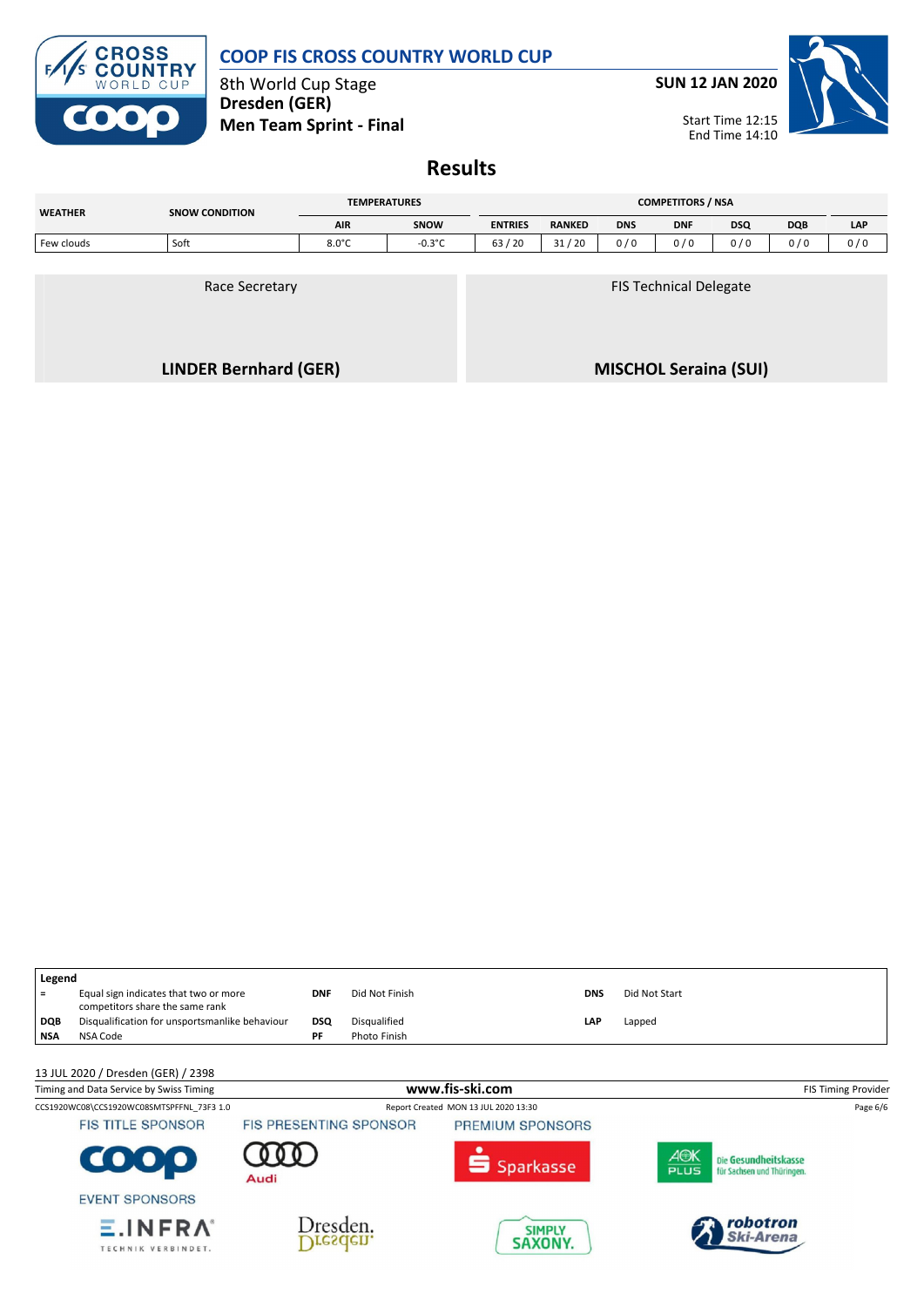# COOP FIS CROSS COUNTRY WORLD CUP

8th World Cup Stage
**Dresden (GER)**
**Men Team Sprint - Final**

**SUN 12 JAN 2020**

Start Time 12:15
End Time 14:10

## Results

| WEATHER | SNOW CONDITION | TEMPERATURES | | COMPETITORS / NSA | | | | | | |
|---|---|---|---|---|---|---|---|---|---|---|
| | | AIR | SNOW | ENTRIES | RANKED | DNS | DNF | DSQ | DQB | LAP |
| Few clouds | Soft | 8.0°C | -0.3°C | 63 / 20 | 31 / 20 | 0 / 0 | 0 / 0 | 0 / 0 | 0 / 0 | 0 / 0 |

| Race Secretary | FIS Technical Delegate |
|---|---|
| **LINDER Bernhard (GER)** | **MISCHOL Seraina (SUI)** |

**Legend**

| | | | | | |
|---|---|---|---|---|---|
| = | Equal sign indicates that two or more competitors share the same rank | DNF | Did Not Finish | DNS | Did Not Start |
| DQB | Disqualification for unsportsmanlike behaviour | DSQ | Disqualified | LAP | Lapped |
| NSA | NSA Code | PF | Photo Finish | | |

13 JUL 2020 / Dresden (GER) / 2398

Timing and Data Service by Swiss Timing — www.fis-ski.com — FIS Timing Provider

CCS1920WC08\CCS1920WC08SMTSPFFNL_73F3 1.0 — Report Created MON 13 JUL 2020 13:30

FIS TITLE SPONSOR — FIS PRESENTING SPONSOR — PREMIUM SPONSORS

EVENT SPONSORS